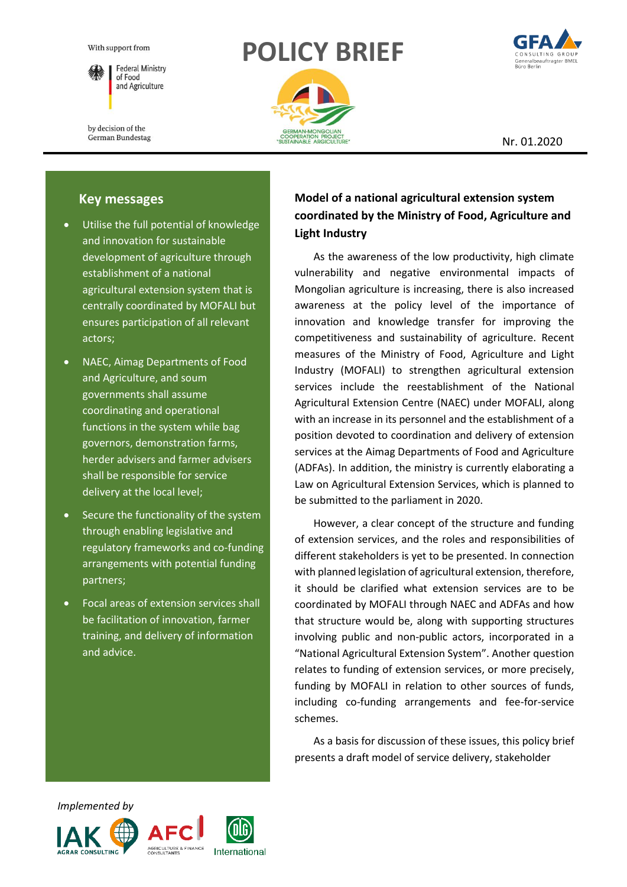With support from

Federal Ministry of Food and Agriculture

by decision of the German Bundestag

# POLICY BRIEF

GERMAN-MONGOLIAN COOPERATION PROJECT "SUSTAINABLE AGRICULTURE"

GFA CONSULTING GROUP
Generalbeauftragter BMEL Büro Berlin

Nr. 01.2020

## Key messages

- Utilise the full potential of knowledge and innovation for sustainable development of agriculture through establishment of a national agricultural extension system that is centrally coordinated by MOFALI but ensures participation of all relevant actors;
- NAEC, Aimag Departments of Food and Agriculture, and soum governments shall assume coordinating and operational functions in the system while bag governors, demonstration farms, herder advisers and farmer advisers shall be responsible for service delivery at the local level;
- Secure the functionality of the system through enabling legislative and regulatory frameworks and co-funding arrangements with potential funding partners;
- Focal areas of extension services shall be facilitation of innovation, farmer training, and delivery of information and advice.

## Model of a national agricultural extension system coordinated by the Ministry of Food, Agriculture and Light Industry

As the awareness of the low productivity, high climate vulnerability and negative environmental impacts of Mongolian agriculture is increasing, there is also increased awareness at the policy level of the importance of innovation and knowledge transfer for improving the competitiveness and sustainability of agriculture. Recent measures of the Ministry of Food, Agriculture and Light Industry (MOFALI) to strengthen agricultural extension services include the reestablishment of the National Agricultural Extension Centre (NAEC) under MOFALI, along with an increase in its personnel and the establishment of a position devoted to coordination and delivery of extension services at the Aimag Departments of Food and Agriculture (ADFAs). In addition, the ministry is currently elaborating a Law on Agricultural Extension Services, which is planned to be submitted to the parliament in 2020.

However, a clear concept of the structure and funding of extension services, and the roles and responsibilities of different stakeholders is yet to be presented. In connection with planned legislation of agricultural extension, therefore, it should be clarified what extension services are to be coordinated by MOFALI through NAEC and ADFAs and how that structure would be, along with supporting structures involving public and non-public actors, incorporated in a "National Agricultural Extension System". Another question relates to funding of extension services, or more precisely, funding by MOFALI in relation to other sources of funds, including co-funding arrangements and fee-for-service schemes.

As a basis for discussion of these issues, this policy brief presents a draft model of service delivery, stakeholder

*Implemented by*

IAK AGRAR CONSULTING · AFC AGRICULTURE & FINANCE CONSULTANTS · DLG International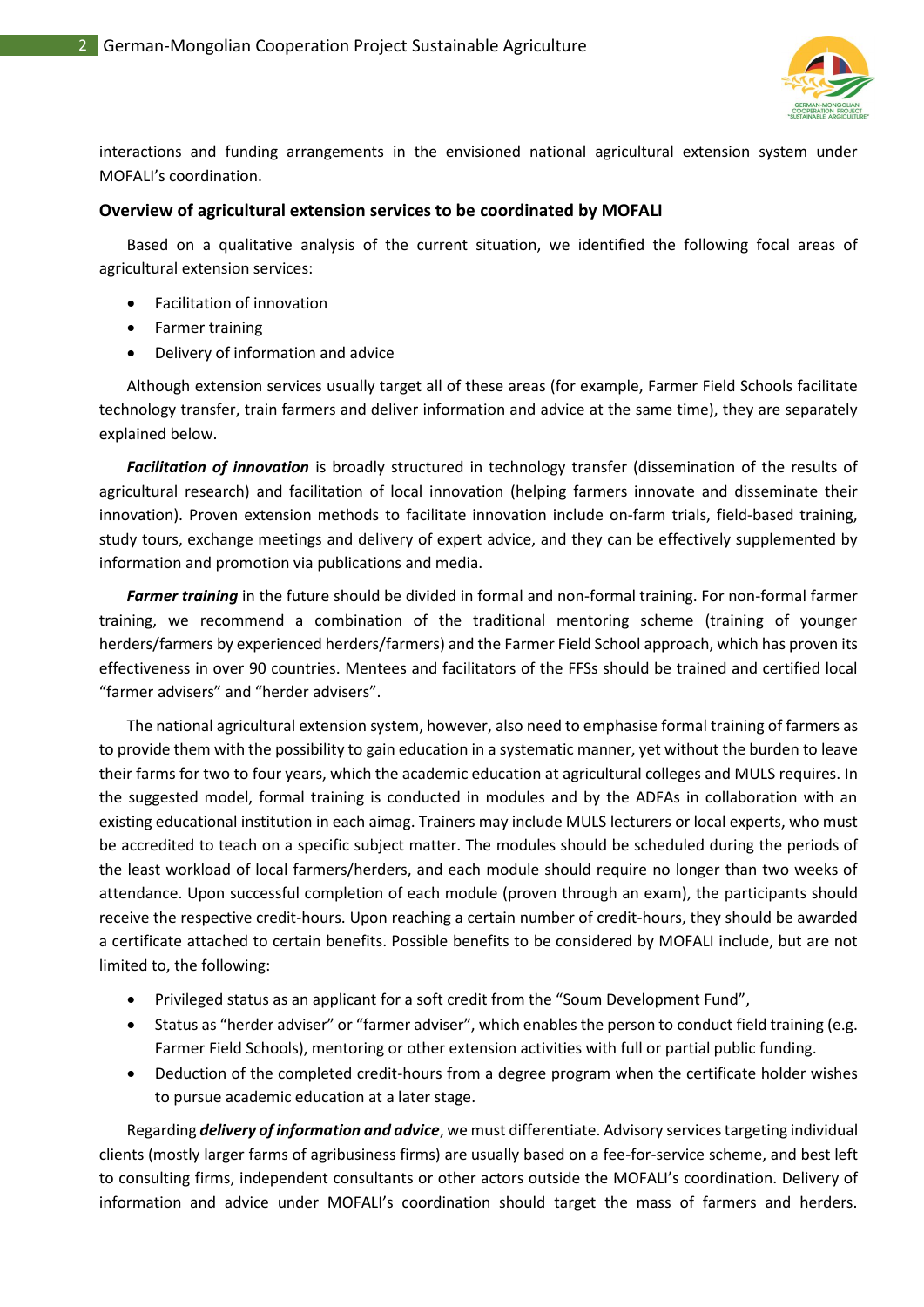interactions and funding arrangements in the envisioned national agricultural extension system under MOFALI's coordination.

### Overview of agricultural extension services to be coordinated by MOFALI

Based on a qualitative analysis of the current situation, we identified the following focal areas of agricultural extension services:

- Facilitation of innovation
- Farmer training
- Delivery of information and advice

Although extension services usually target all of these areas (for example, Farmer Field Schools facilitate technology transfer, train farmers and deliver information and advice at the same time), they are separately explained below.

***Facilitation of innovation*** is broadly structured in technology transfer (dissemination of the results of agricultural research) and facilitation of local innovation (helping farmers innovate and disseminate their innovation). Proven extension methods to facilitate innovation include on-farm trials, field-based training, study tours, exchange meetings and delivery of expert advice, and they can be effectively supplemented by information and promotion via publications and media.

***Farmer training*** in the future should be divided in formal and non-formal training. For non-formal farmer training, we recommend a combination of the traditional mentoring scheme (training of younger herders/farmers by experienced herders/farmers) and the Farmer Field School approach, which has proven its effectiveness in over 90 countries. Mentees and facilitators of the FFSs should be trained and certified local "farmer advisers" and "herder advisers".

The national agricultural extension system, however, also need to emphasise formal training of farmers as to provide them with the possibility to gain education in a systematic manner, yet without the burden to leave their farms for two to four years, which the academic education at agricultural colleges and MULS requires. In the suggested model, formal training is conducted in modules and by the ADFAs in collaboration with an existing educational institution in each aimag. Trainers may include MULS lecturers or local experts, who must be accredited to teach on a specific subject matter. The modules should be scheduled during the periods of the least workload of local farmers/herders, and each module should require no longer than two weeks of attendance. Upon successful completion of each module (proven through an exam), the participants should receive the respective credit-hours. Upon reaching a certain number of credit-hours, they should be awarded a certificate attached to certain benefits. Possible benefits to be considered by MOFALI include, but are not limited to, the following:

- Privileged status as an applicant for a soft credit from the "Soum Development Fund",
- Status as "herder adviser" or "farmer adviser", which enables the person to conduct field training (e.g. Farmer Field Schools), mentoring or other extension activities with full or partial public funding.
- Deduction of the completed credit-hours from a degree program when the certificate holder wishes to pursue academic education at a later stage.

Regarding ***delivery of information and advice***, we must differentiate. Advisory services targeting individual clients (mostly larger farms of agribusiness firms) are usually based on a fee-for-service scheme, and best left to consulting firms, independent consultants or other actors outside the MOFALI's coordination. Delivery of information and advice under MOFALI's coordination should target the mass of farmers and herders.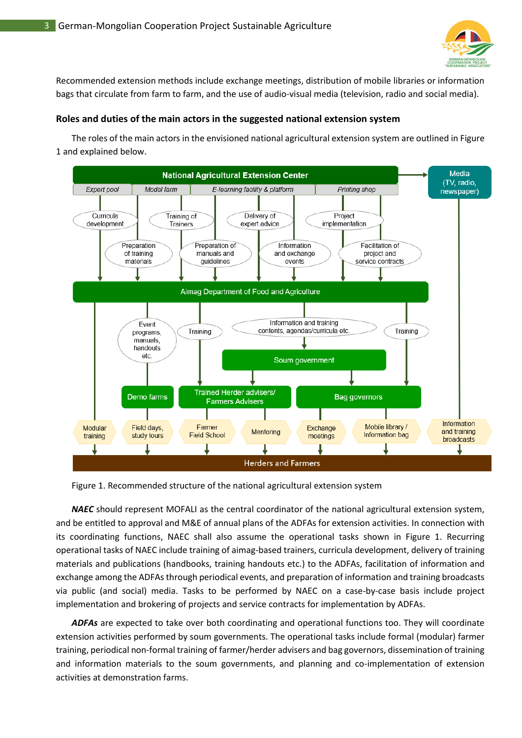Recommended extension methods include exchange meetings, distribution of mobile libraries or information bags that circulate from farm to farm, and the use of audio-visual media (television, radio and social media).

### Roles and duties of the main actors in the suggested national extension system

The roles of the main actors in the envisioned national agricultural extension system are outlined in Figure 1 and explained below.

Figure 1. Recommended structure of the national agricultural extension system

***NAEC*** should represent MOFALI as the central coordinator of the national agricultural extension system, and be entitled to approval and M&E of annual plans of the ADFAs for extension activities. In connection with its coordinating functions, NAEC shall also assume the operational tasks shown in Figure 1. Recurring operational tasks of NAEC include training of aimag-based trainers, curricula development, delivery of training materials and publications (handbooks, training handouts etc.) to the ADFAs, facilitation of information and exchange among the ADFAs through periodical events, and preparation of information and training broadcasts via public (and social) media. Tasks to be performed by NAEC on a case-by-case basis include project implementation and brokering of projects and service contracts for implementation by ADFAs.

***ADFAs*** are expected to take over both coordinating and operational functions too. They will coordinate extension activities performed by soum governments. The operational tasks include formal (modular) farmer training, periodical non-formal training of farmer/herder advisers and bag governors, dissemination of training and information materials to the soum governments, and planning and co-implementation of extension activities at demonstration farms.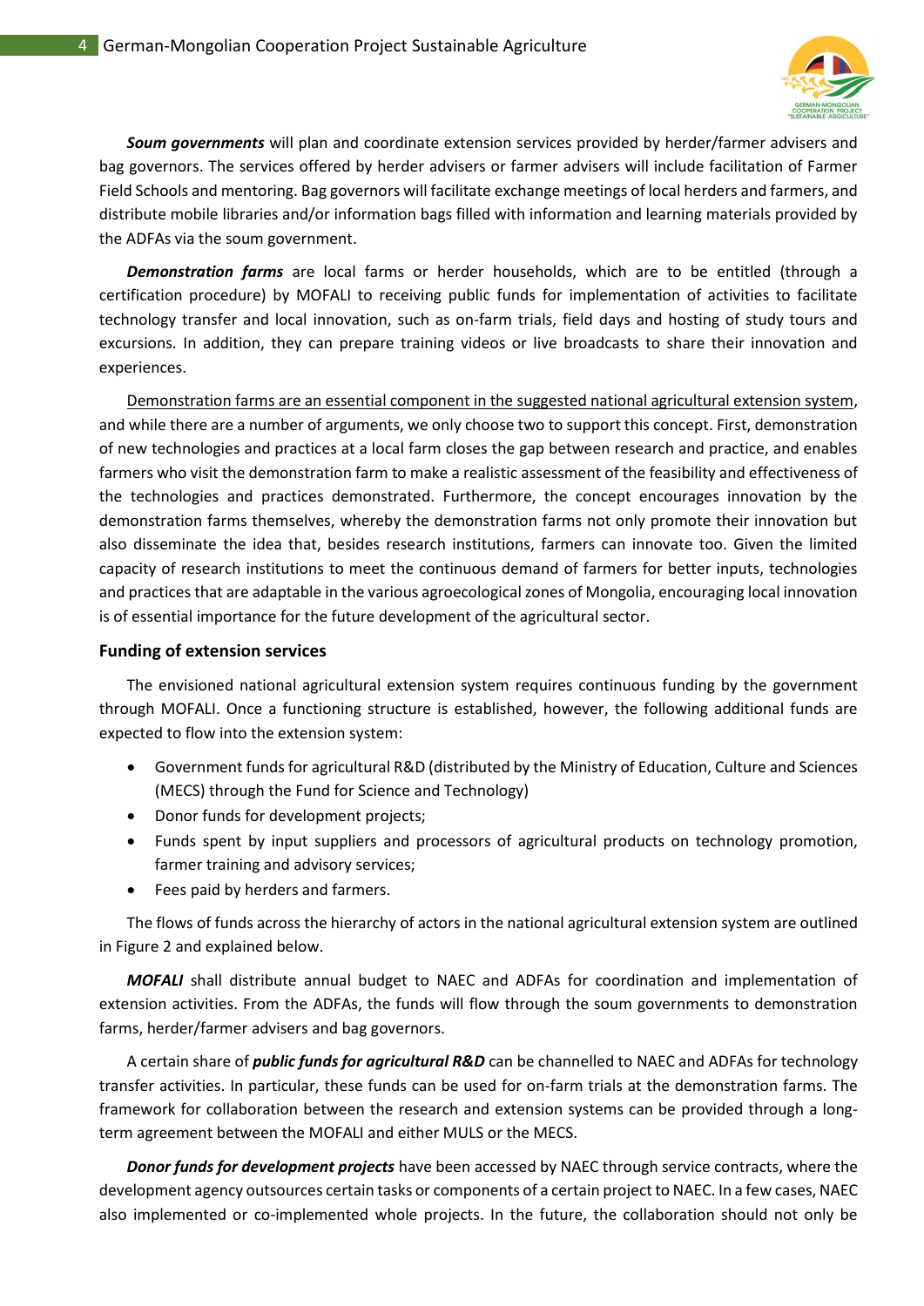***Soum governments*** will plan and coordinate extension services provided by herder/farmer advisers and bag governors. The services offered by herder advisers or farmer advisers will include facilitation of Farmer Field Schools and mentoring. Bag governors will facilitate exchange meetings of local herders and farmers, and distribute mobile libraries and/or information bags filled with information and learning materials provided by the ADFAs via the soum government.

***Demonstration farms*** are local farms or herder households, which are to be entitled (through a certification procedure) by MOFALI to receiving public funds for implementation of activities to facilitate technology transfer and local innovation, such as on-farm trials, field days and hosting of study tours and excursions. In addition, they can prepare training videos or live broadcasts to share their innovation and experiences.

<u>Demonstration farms are an essential component in the suggested national agricultural extension system</u>, and while there are a number of arguments, we only choose two to support this concept. First, demonstration of new technologies and practices at a local farm closes the gap between research and practice, and enables farmers who visit the demonstration farm to make a realistic assessment of the feasibility and effectiveness of the technologies and practices demonstrated. Furthermore, the concept encourages innovation by the demonstration farms themselves, whereby the demonstration farms not only promote their innovation but also disseminate the idea that, besides research institutions, farmers can innovate too. Given the limited capacity of research institutions to meet the continuous demand of farmers for better inputs, technologies and practices that are adaptable in the various agroecological zones of Mongolia, encouraging local innovation is of essential importance for the future development of the agricultural sector.

### Funding of extension services

The envisioned national agricultural extension system requires continuous funding by the government through MOFALI. Once a functioning structure is established, however, the following additional funds are expected to flow into the extension system:

- Government funds for agricultural R&D (distributed by the Ministry of Education, Culture and Sciences (MECS) through the Fund for Science and Technology)
- Donor funds for development projects;
- Funds spent by input suppliers and processors of agricultural products on technology promotion, farmer training and advisory services;
- Fees paid by herders and farmers.

The flows of funds across the hierarchy of actors in the national agricultural extension system are outlined in Figure 2 and explained below.

***MOFALI*** shall distribute annual budget to NAEC and ADFAs for coordination and implementation of extension activities. From the ADFAs, the funds will flow through the soum governments to demonstration farms, herder/farmer advisers and bag governors.

A certain share of ***public funds for agricultural R&D*** can be channelled to NAEC and ADFAs for technology transfer activities. In particular, these funds can be used for on-farm trials at the demonstration farms. The framework for collaboration between the research and extension systems can be provided through a long-term agreement between the MOFALI and either MULS or the MECS.

***Donor funds for development projects*** have been accessed by NAEC through service contracts, where the development agency outsources certain tasks or components of a certain project to NAEC. In a few cases, NAEC also implemented or co-implemented whole projects. In the future, the collaboration should not only be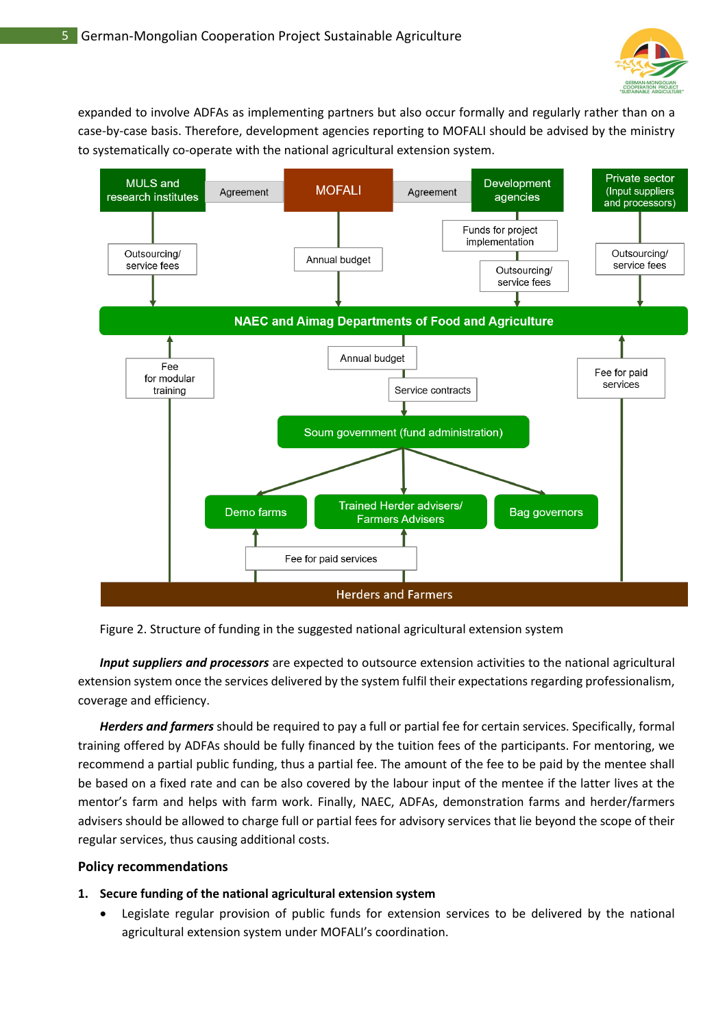expanded to involve ADFAs as implementing partners but also occur formally and regularly rather than on a case-by-case basis. Therefore, development agencies reporting to MOFALI should be advised by the ministry to systematically co-operate with the national agricultural extension system.

Figure 2. Structure of funding in the suggested national agricultural extension system

***Input suppliers and processors*** are expected to outsource extension activities to the national agricultural extension system once the services delivered by the system fulfil their expectations regarding professionalism, coverage and efficiency.

***Herders and farmers*** should be required to pay a full or partial fee for certain services. Specifically, formal training offered by ADFAs should be fully financed by the tuition fees of the participants. For mentoring, we recommend a partial public funding, thus a partial fee. The amount of the fee to be paid by the mentee shall be based on a fixed rate and can be also covered by the labour input of the mentee if the latter lives at the mentor's farm and helps with farm work. Finally, NAEC, ADFAs, demonstration farms and herder/farmers advisers should be allowed to charge full or partial fees for advisory services that lie beyond the scope of their regular services, thus causing additional costs.

## Policy recommendations

**1. Secure funding of the national agricultural extension system**

- Legislate regular provision of public funds for extension services to be delivered by the national agricultural extension system under MOFALI's coordination.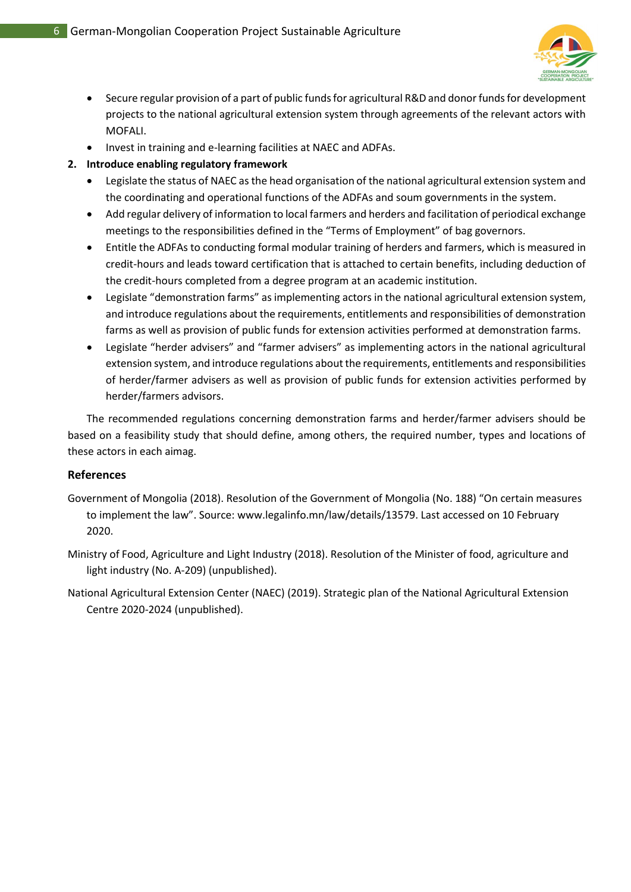- Secure regular provision of a part of public funds for agricultural R&D and donor funds for development projects to the national agricultural extension system through agreements of the relevant actors with MOFALI.
- Invest in training and e-learning facilities at NAEC and ADFAs.

2. **Introduce enabling regulatory framework**
   - Legislate the status of NAEC as the head organisation of the national agricultural extension system and the coordinating and operational functions of the ADFAs and soum governments in the system.
   - Add regular delivery of information to local farmers and herders and facilitation of periodical exchange meetings to the responsibilities defined in the "Terms of Employment" of bag governors.
   - Entitle the ADFAs to conducting formal modular training of herders and farmers, which is measured in credit-hours and leads toward certification that is attached to certain benefits, including deduction of the credit-hours completed from a degree program at an academic institution.
   - Legislate "demonstration farms" as implementing actors in the national agricultural extension system, and introduce regulations about the requirements, entitlements and responsibilities of demonstration farms as well as provision of public funds for extension activities performed at demonstration farms.
   - Legislate "herder advisers" and "farmer advisers" as implementing actors in the national agricultural extension system, and introduce regulations about the requirements, entitlements and responsibilities of herder/farmer advisers as well as provision of public funds for extension activities performed by herder/farmers advisors.

The recommended regulations concerning demonstration farms and herder/farmer advisers should be based on a feasibility study that should define, among others, the required number, types and locations of these actors in each aimag.

### References

Government of Mongolia (2018). Resolution of the Government of Mongolia (No. 188) "On certain measures to implement the law". Source: www.legalinfo.mn/law/details/13579. Last accessed on 10 February 2020.

Ministry of Food, Agriculture and Light Industry (2018). Resolution of the Minister of food, agriculture and light industry (No. A-209) (unpublished).

National Agricultural Extension Center (NAEC) (2019). Strategic plan of the National Agricultural Extension Centre 2020-2024 (unpublished).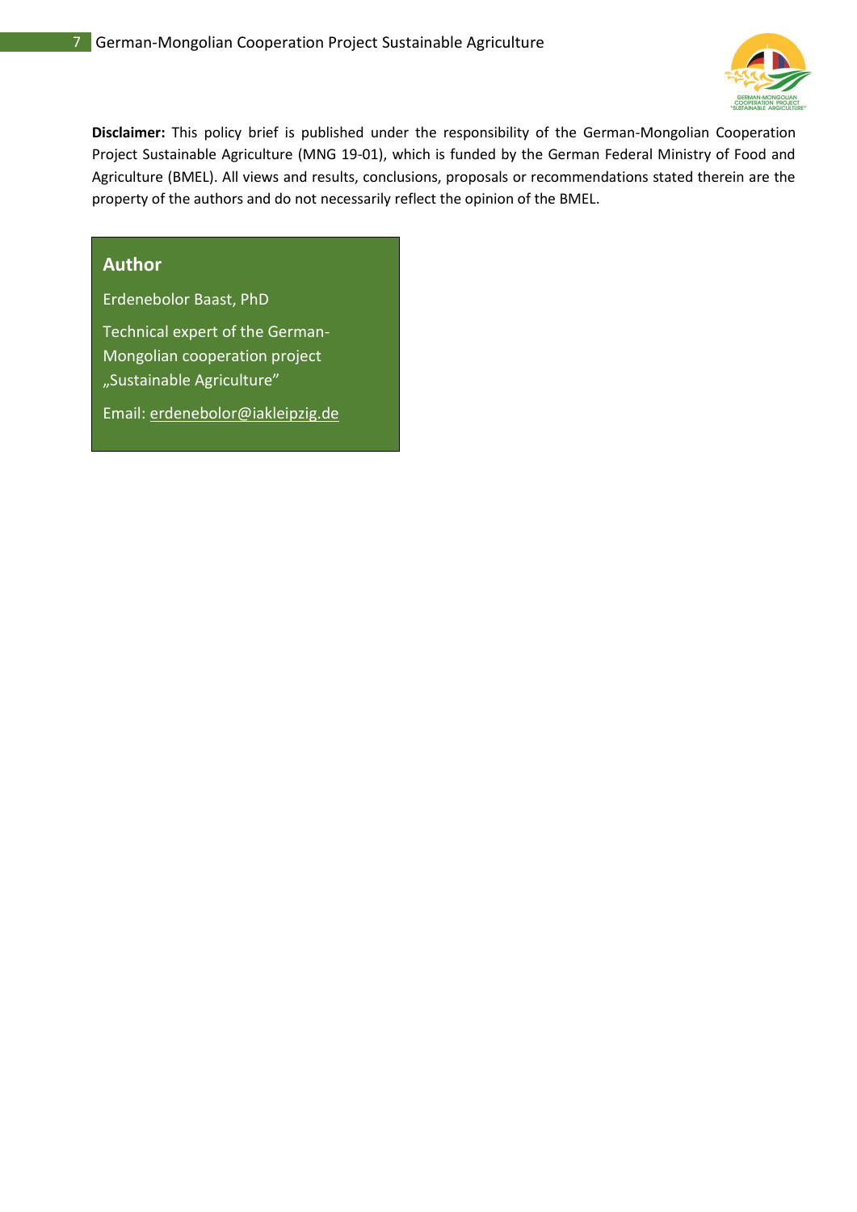**Disclaimer:** This policy brief is published under the responsibility of the German-Mongolian Cooperation Project Sustainable Agriculture (MNG 19-01), which is funded by the German Federal Ministry of Food and Agriculture (BMEL). All views and results, conclusions, proposals or recommendations stated therein are the property of the authors and do not necessarily reflect the opinion of the BMEL.

## Author

Erdenebolor Baast, PhD

Technical expert of the German-Mongolian cooperation project „Sustainable Agriculture"

Email: erdenebolor@iakleipzig.de